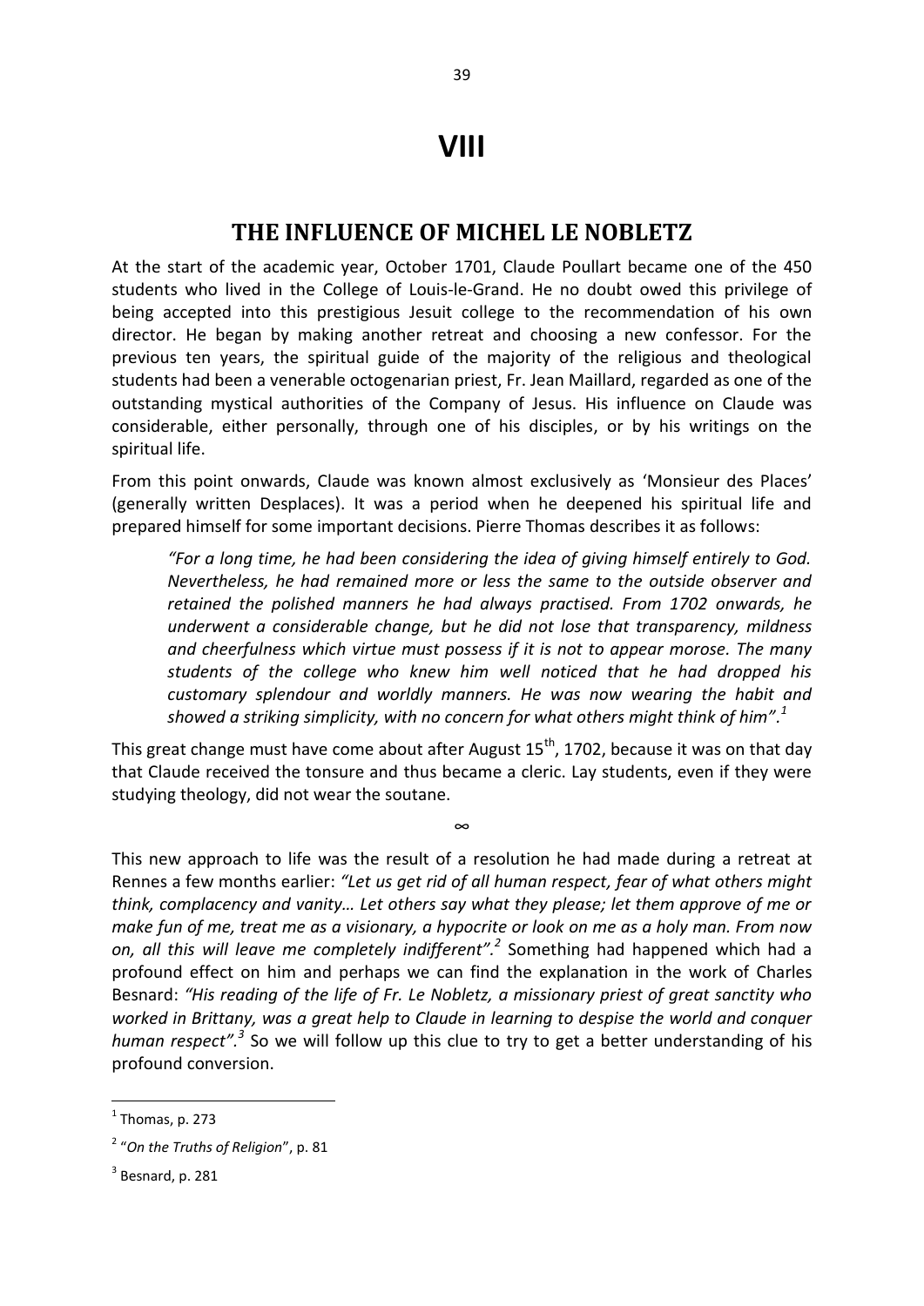# VIII

## THE INFLUENCE OF MICHEL LE NOBLETZ

At the start of the academic year, October 1701, Claude Poullart became one of the 450 students who lived in the College of Louis-le-Grand. He no doubt owed this privilege of being accepted into this prestigious Jesuit college to the recommendation of his own director. He began by making another retreat and choosing a new confessor. For the previous ten years, the spiritual guide of the majority of the religious and theological students had been a venerable octogenarian priest, Fr. Jean Maillard, regarded as one of the outstanding mystical authorities of the Company of Jesus. His influence on Claude was considerable, either personally, through one of his disciples, or by his writings on the spiritual life.

From this point onwards, Claude was known almost exclusively as 'Monsieur des Places' (generally written Desplaces). It was a period when he deepened his spiritual life and prepared himself for some important decisions. Pierre Thomas describes it as follows:

> *"For a long time, he had been considering the idea of giving himself entirely to God. Nevertheless, he had remained more or less the same to the outside observer and retained the polished manners he had always practised. From 1702 onwards, he underwent a considerable change, but he did not lose that transparency, mildness and cheerfulness which virtue must possess if it is not to appear morose. The many students of the college who knew him well noticed that he had dropped his customary splendour and worldly manners. He was now wearing the habit and showed a striking simplicity, with no concern for what others might think of him".*[1]

This great change must have come about after August 15th, 1702, because it was on that day that Claude received the tonsure and thus became a cleric. Lay students, even if they were studying theology, did not wear the soutane.

∞

This new approach to life was the result of a resolution he had made during a retreat at Rennes a few months earlier: *"Let us get rid of all human respect, fear of what others might think, complacency and vanity… Let others say what they please; let them approve of me or make fun of me, treat me as a visionary, a hypocrite or look on me as a holy man. From now on, all this will leave me completely indifferent".*[2] Something had happened which had a profound effect on him and perhaps we can find the explanation in the work of Charles Besnard: *"His reading of the life of Fr. Le Nobletz, a missionary priest of great sanctity who worked in Brittany, was a great help to Claude in learning to despise the world and conquer human respect".*[3] So we will follow up this clue to try to get a better understanding of his profound conversion.

---

[1] Thomas, p. 273

[2] "*On the Truths of Religion*", p. 81

[3] Besnard, p. 281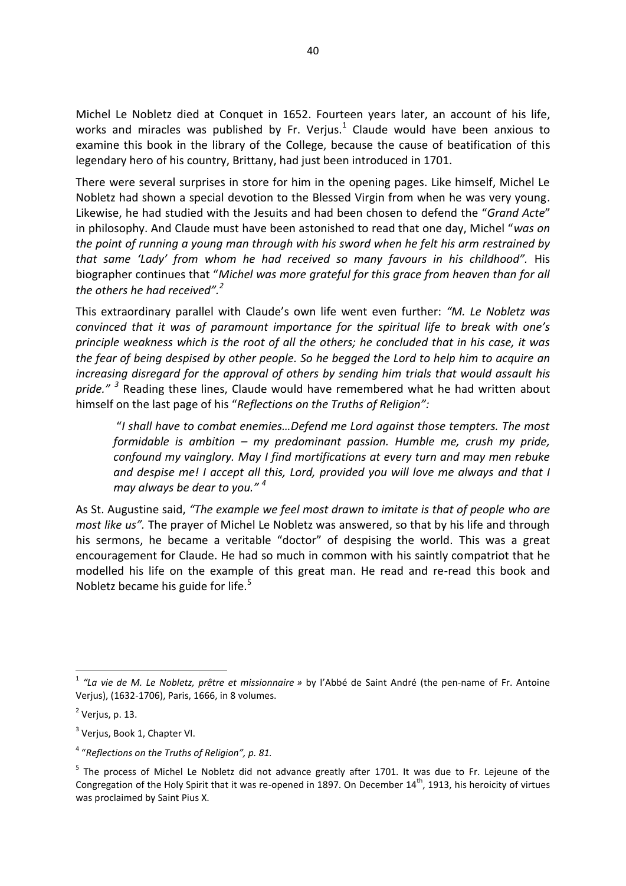Michel Le Nobletz died at Conquet in 1652. Fourteen years later, an account of his life, works and miracles was published by Fr. Verjus.[1] Claude would have been anxious to examine this book in the library of the College, because the cause of beatification of this legendary hero of his country, Brittany, had just been introduced in 1701.

There were several surprises in store for him in the opening pages. Like himself, Michel Le Nobletz had shown a special devotion to the Blessed Virgin from when he was very young. Likewise, he had studied with the Jesuits and had been chosen to defend the "*Grand Acte*" in philosophy. And Claude must have been astonished to read that one day, Michel "*was on the point of running a young man through with his sword when he felt his arm restrained by that same 'Lady' from whom he had received so many favours in his childhood".* His biographer continues that "*Michel was more grateful for this grace from heaven than for all the others he had received".*[2]

This extraordinary parallel with Claude's own life went even further: *"M. Le Nobletz was convinced that it was of paramount importance for the spiritual life to break with one's principle weakness which is the root of all the others; he concluded that in his case, it was the fear of being despised by other people. So he begged the Lord to help him to acquire an increasing disregard for the approval of others by sending him trials that would assault his pride."* [3] Reading these lines, Claude would have remembered what he had written about himself on the last page of his "*Reflections on the Truths of Religion":*

> "*I shall have to combat enemies…Defend me Lord against those tempters. The most formidable is ambition – my predominant passion. Humble me, crush my pride, confound my vainglory. May I find mortifications at every turn and may men rebuke and despise me! I accept all this, Lord, provided you will love me always and that I may always be dear to you."* [4]

As St. Augustine said, *"The example we feel most drawn to imitate is that of people who are most like us".* The prayer of Michel Le Nobletz was answered, so that by his life and through his sermons, he became a veritable "doctor" of despising the world. This was a great encouragement for Claude. He had so much in common with his saintly compatriot that he modelled his life on the example of this great man. He read and re-read this book and Nobletz became his guide for life.[5]

---

[1] *"La vie de M. Le Nobletz, prêtre et missionnaire »* by l'Abbé de Saint André (the pen-name of Fr. Antoine Verjus), (1632-1706), Paris, 1666, in 8 volumes.

[2] Verjus, p. 13.

[3] Verjus, Book 1, Chapter VI.

[4] "*Reflections on the Truths of Religion", p. 81.*

[5] The process of Michel Le Nobletz did not advance greatly after 1701. It was due to Fr. Lejeune of the Congregation of the Holy Spirit that it was re-opened in 1897. On December 14th, 1913, his heroicity of virtues was proclaimed by Saint Pius X.